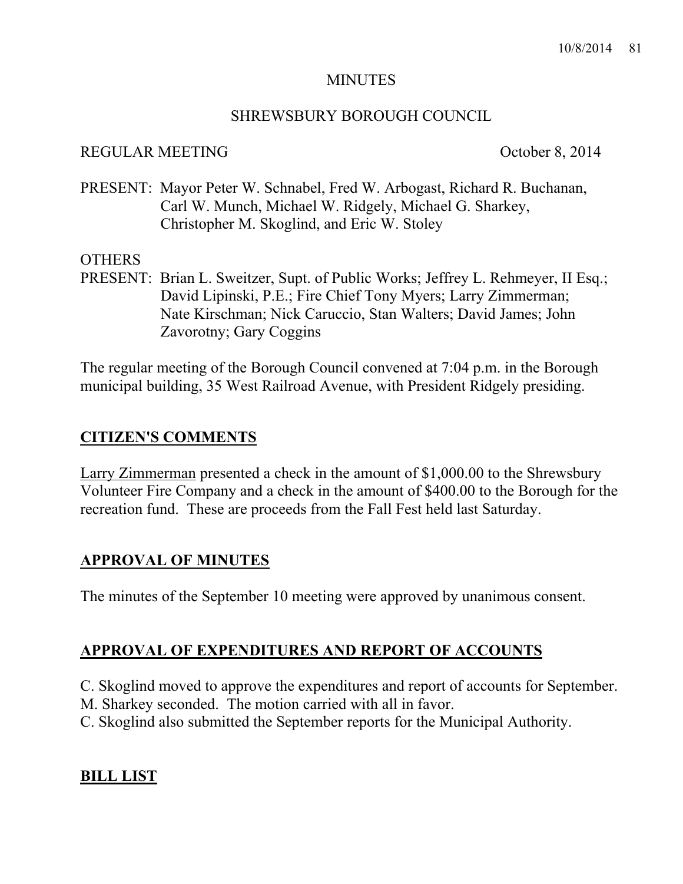MINUTES

SHREWSBURY BOROUGH COUNCIL

REGULAR MEETING October 8, 2014

PRESENT: Mayor Peter W. Schnabel, Fred W. Arbogast, Richard R. Buchanan, Carl W. Munch, Michael W. Ridgely, Michael G. Sharkey, Christopher M. Skoglind, and Eric W. Stoley

OTHERS PRESENT: Brian L. Sweitzer, Supt. of Public Works; Jeffrey L. Rehmeyer, II Esq.; David Lipinski, P.E.; Fire Chief Tony Myers; Larry Zimmerman; Nate Kirschman; Nick Caruccio, Stan Walters; David James; John Zavorotny; Gary Coggins

The regular meeting of the Borough Council convened at 7:04 p.m. in the Borough municipal building, 35 West Railroad Avenue, with President Ridgely presiding.

## CITIZEN'S COMMENTS

Larry Zimmerman presented a check in the amount of $1,000.00 to the Shrewsbury Volunteer Fire Company and a check in the amount of $400.00 to the Borough for the recreation fund. These are proceeds from the Fall Fest held last Saturday.

## APPROVAL OF MINUTES

The minutes of the September 10 meeting were approved by unanimous consent.

## APPROVAL OF EXPENDITURES AND REPORT OF ACCOUNTS

C. Skoglind moved to approve the expenditures and report of accounts for September.
M. Sharkey seconded. The motion carried with all in favor.
C. Skoglind also submitted the September reports for the Municipal Authority.

## BILL LIST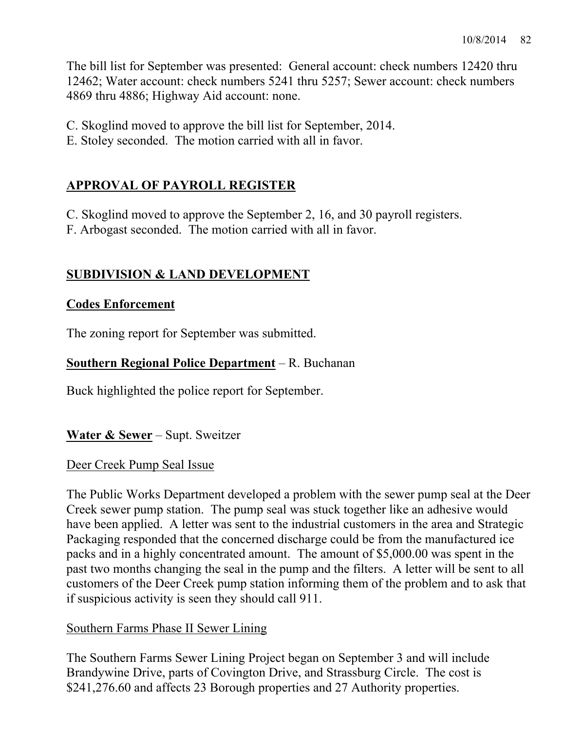The bill list for September was presented: General account: check numbers 12420 thru 12462; Water account: check numbers 5241 thru 5257; Sewer account: check numbers 4869 thru 4886; Highway Aid account: none.

C. Skoglind moved to approve the bill list for September, 2014.
E. Stoley seconded. The motion carried with all in favor.

## APPROVAL OF PAYROLL REGISTER

C. Skoglind moved to approve the September 2, 16, and 30 payroll registers.
F. Arbogast seconded. The motion carried with all in favor.

## SUBDIVISION & LAND DEVELOPMENT

### Codes Enforcement

The zoning report for September was submitted.

### Southern Regional Police Department – R. Buchanan

Buck highlighted the police report for September.

### Water & Sewer – Supt. Sweitzer

#### Deer Creek Pump Seal Issue

The Public Works Department developed a problem with the sewer pump seal at the Deer Creek sewer pump station. The pump seal was stuck together like an adhesive would have been applied. A letter was sent to the industrial customers in the area and Strategic Packaging responded that the concerned discharge could be from the manufactured ice packs and in a highly concentrated amount. The amount of $5,000.00 was spent in the past two months changing the seal in the pump and the filters. A letter will be sent to all customers of the Deer Creek pump station informing them of the problem and to ask that if suspicious activity is seen they should call 911.

#### Southern Farms Phase II Sewer Lining

The Southern Farms Sewer Lining Project began on September 3 and will include Brandywine Drive, parts of Covington Drive, and Strassburg Circle. The cost is $241,276.60 and affects 23 Borough properties and 27 Authority properties.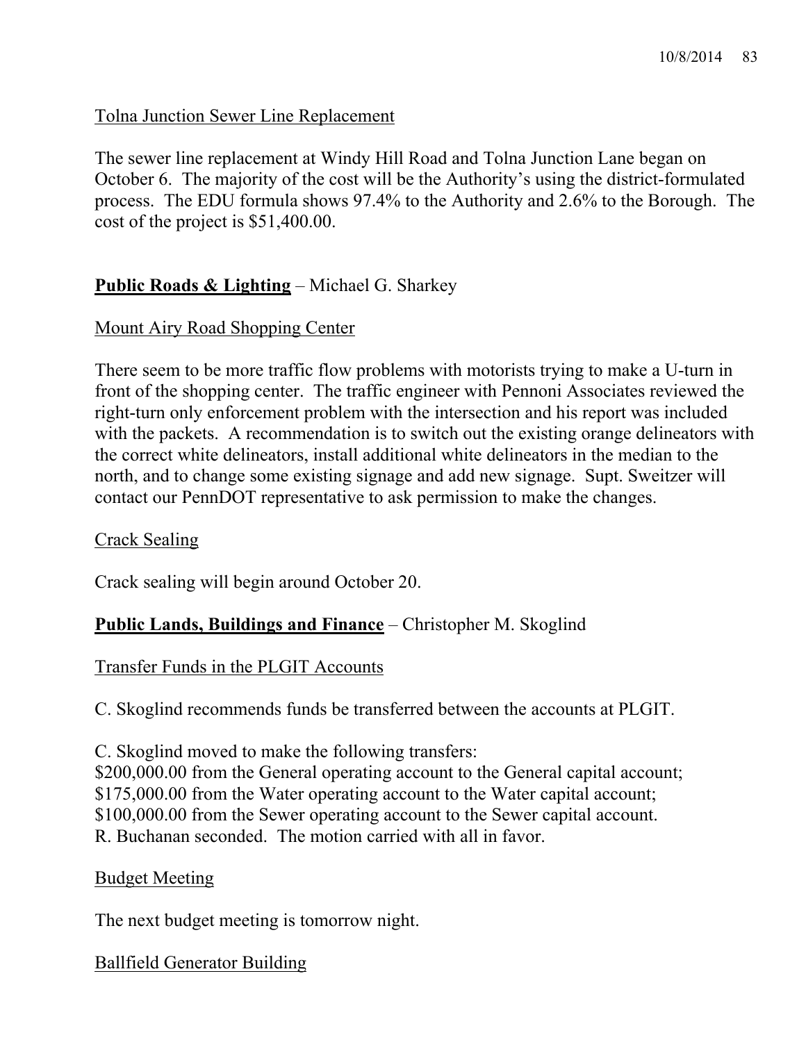Tolna Junction Sewer Line Replacement

The sewer line replacement at Windy Hill Road and Tolna Junction Lane began on October 6. The majority of the cost will be the Authority's using the district-formulated process. The EDU formula shows 97.4% to the Authority and 2.6% to the Borough. The cost of the project is $51,400.00.

**Public Roads & Lighting** – Michael G. Sharkey

Mount Airy Road Shopping Center

There seem to be more traffic flow problems with motorists trying to make a U-turn in front of the shopping center. The traffic engineer with Pennoni Associates reviewed the right-turn only enforcement problem with the intersection and his report was included with the packets. A recommendation is to switch out the existing orange delineators with the correct white delineators, install additional white delineators in the median to the north, and to change some existing signage and add new signage. Supt. Sweitzer will contact our PennDOT representative to ask permission to make the changes.

Crack Sealing

Crack sealing will begin around October 20.

**Public Lands, Buildings and Finance** – Christopher M. Skoglind

Transfer Funds in the PLGIT Accounts

C. Skoglind recommends funds be transferred between the accounts at PLGIT.

C. Skoglind moved to make the following transfers:
$200,000.00 from the General operating account to the General capital account;
$175,000.00 from the Water operating account to the Water capital account;
$100,000.00 from the Sewer operating account to the Sewer capital account.
R. Buchanan seconded. The motion carried with all in favor.

Budget Meeting

The next budget meeting is tomorrow night.

Ballfield Generator Building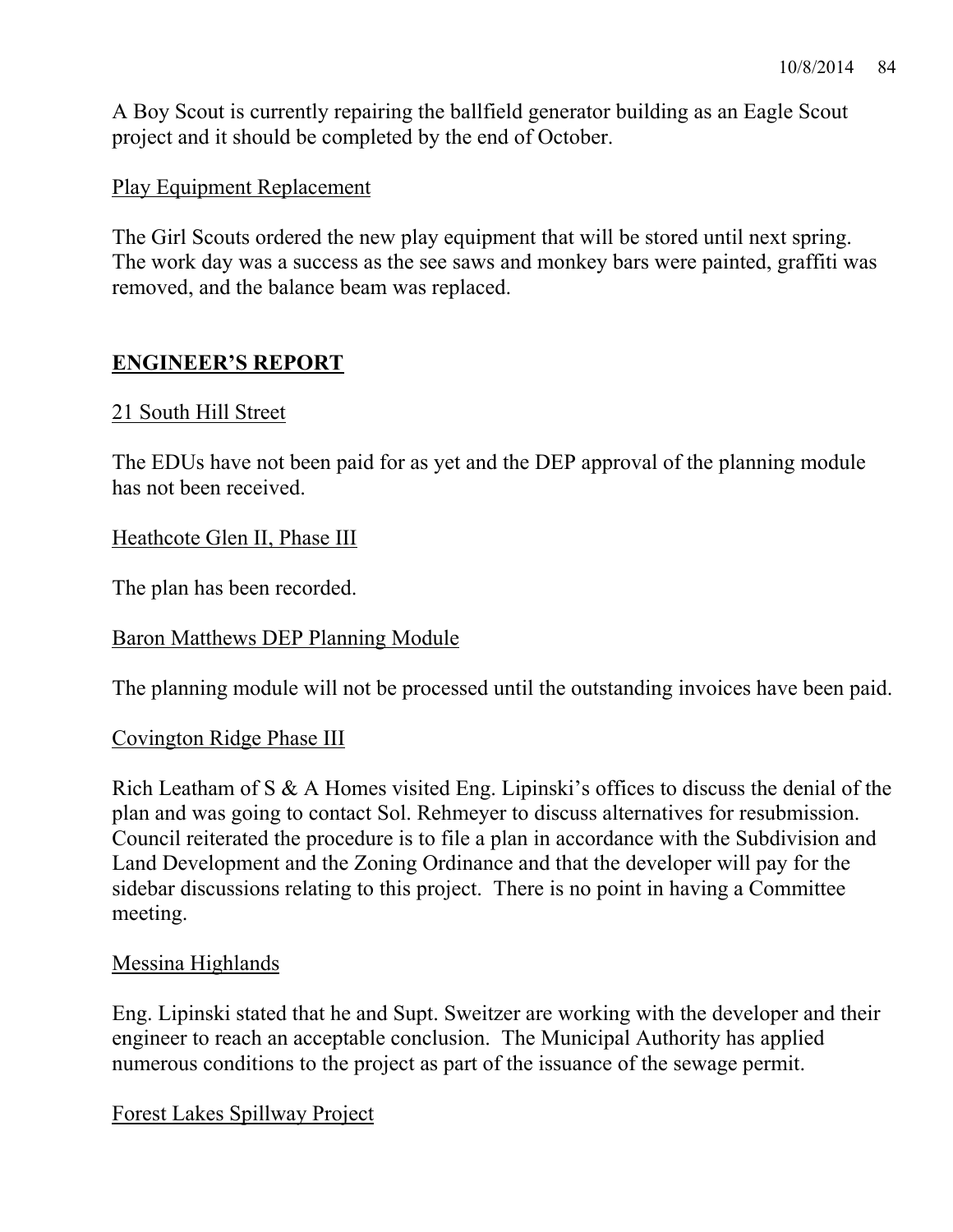A Boy Scout is currently repairing the ballfield generator building as an Eagle Scout project and it should be completed by the end of October.

Play Equipment Replacement

The Girl Scouts ordered the new play equipment that will be stored until next spring. The work day was a success as the see saws and monkey bars were painted, graffiti was removed, and the balance beam was replaced.

## ENGINEER'S REPORT

21 South Hill Street

The EDUs have not been paid for as yet and the DEP approval of the planning module has not been received.

Heathcote Glen II, Phase III

The plan has been recorded.

Baron Matthews DEP Planning Module

The planning module will not be processed until the outstanding invoices have been paid.

Covington Ridge Phase III

Rich Leatham of S & A Homes visited Eng. Lipinski's offices to discuss the denial of the plan and was going to contact Sol. Rehmeyer to discuss alternatives for resubmission. Council reiterated the procedure is to file a plan in accordance with the Subdivision and Land Development and the Zoning Ordinance and that the developer will pay for the sidebar discussions relating to this project. There is no point in having a Committee meeting.

Messina Highlands

Eng. Lipinski stated that he and Supt. Sweitzer are working with the developer and their engineer to reach an acceptable conclusion. The Municipal Authority has applied numerous conditions to the project as part of the issuance of the sewage permit.

Forest Lakes Spillway Project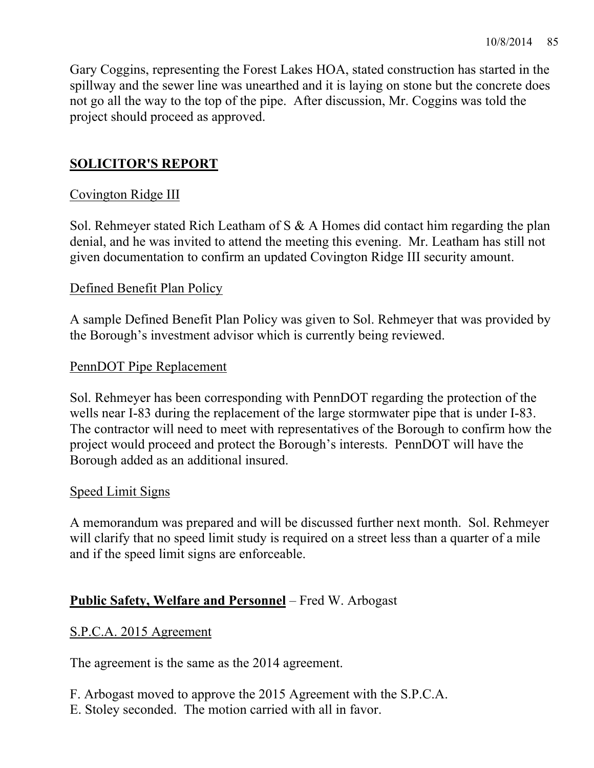Gary Coggins, representing the Forest Lakes HOA, stated construction has started in the spillway and the sewer line was unearthed and it is laying on stone but the concrete does not go all the way to the top of the pipe. After discussion, Mr. Coggins was told the project should proceed as approved.

## SOLICITOR'S REPORT

Covington Ridge III

Sol. Rehmeyer stated Rich Leatham of S & A Homes did contact him regarding the plan denial, and he was invited to attend the meeting this evening. Mr. Leatham has still not given documentation to confirm an updated Covington Ridge III security amount.

Defined Benefit Plan Policy

A sample Defined Benefit Plan Policy was given to Sol. Rehmeyer that was provided by the Borough's investment advisor which is currently being reviewed.

PennDOT Pipe Replacement

Sol. Rehmeyer has been corresponding with PennDOT regarding the protection of the wells near I-83 during the replacement of the large stormwater pipe that is under I-83. The contractor will need to meet with representatives of the Borough to confirm how the project would proceed and protect the Borough's interests. PennDOT will have the Borough added as an additional insured.

Speed Limit Signs

A memorandum was prepared and will be discussed further next month. Sol. Rehmeyer will clarify that no speed limit study is required on a street less than a quarter of a mile and if the speed limit signs are enforceable.

**Public Safety, Welfare and Personnel** – Fred W. Arbogast

S.P.C.A. 2015 Agreement

The agreement is the same as the 2014 agreement.

F. Arbogast moved to approve the 2015 Agreement with the S.P.C.A.
E. Stoley seconded. The motion carried with all in favor.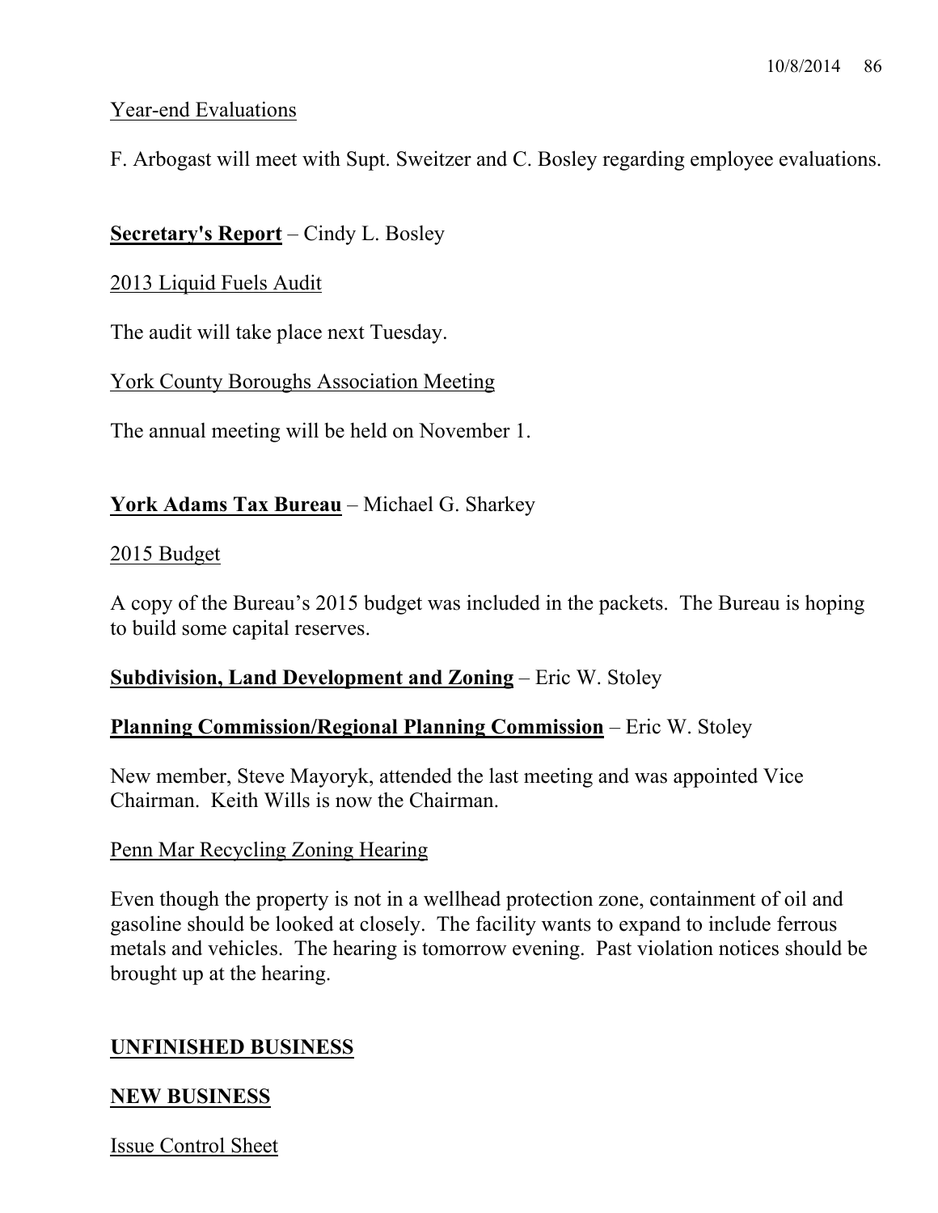Year-end Evaluations

F. Arbogast will meet with Supt. Sweitzer and C. Bosley regarding employee evaluations.

**Secretary's Report** – Cindy L. Bosley

2013 Liquid Fuels Audit

The audit will take place next Tuesday.

York County Boroughs Association Meeting

The annual meeting will be held on November 1.

**York Adams Tax Bureau** – Michael G. Sharkey

2015 Budget

A copy of the Bureau's 2015 budget was included in the packets. The Bureau is hoping to build some capital reserves.

**Subdivision, Land Development and Zoning** – Eric W. Stoley

**Planning Commission/Regional Planning Commission** – Eric W. Stoley

New member, Steve Mayoryk, attended the last meeting and was appointed Vice Chairman. Keith Wills is now the Chairman.

Penn Mar Recycling Zoning Hearing

Even though the property is not in a wellhead protection zone, containment of oil and gasoline should be looked at closely. The facility wants to expand to include ferrous metals and vehicles. The hearing is tomorrow evening. Past violation notices should be brought up at the hearing.

## UNFINISHED BUSINESS

## NEW BUSINESS

Issue Control Sheet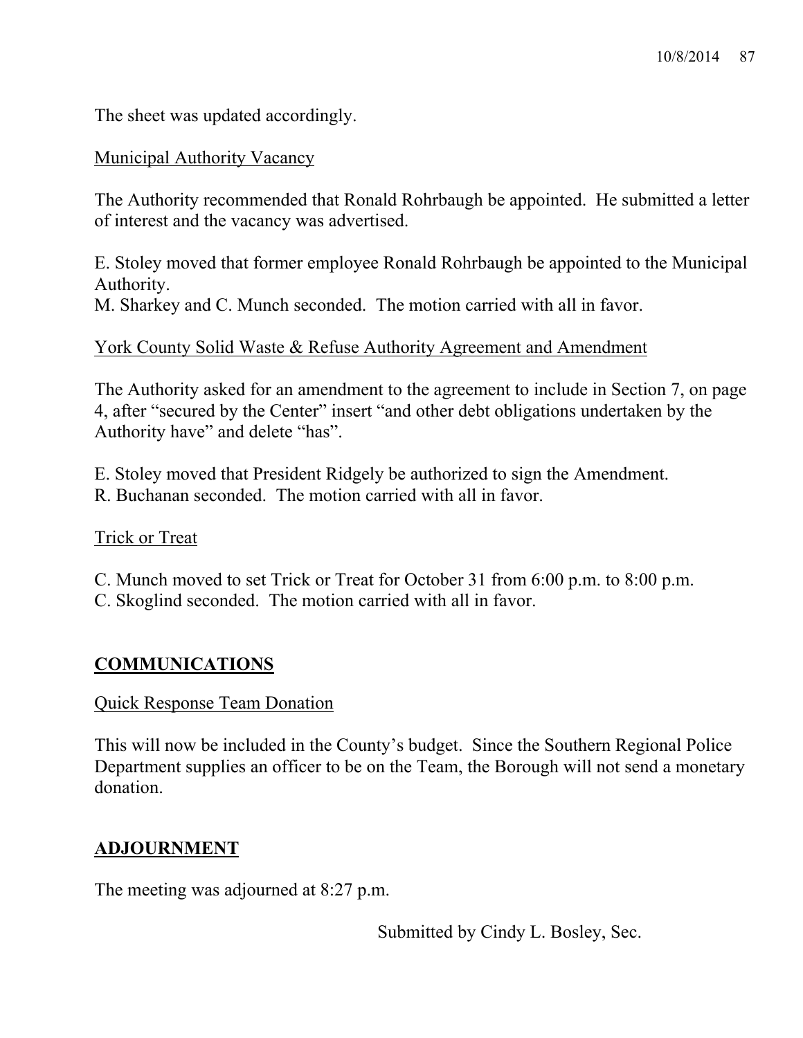The sheet was updated accordingly.

Municipal Authority Vacancy

The Authority recommended that Ronald Rohrbaugh be appointed. He submitted a letter of interest and the vacancy was advertised.

E. Stoley moved that former employee Ronald Rohrbaugh be appointed to the Municipal Authority.
M. Sharkey and C. Munch seconded. The motion carried with all in favor.

York County Solid Waste & Refuse Authority Agreement and Amendment

The Authority asked for an amendment to the agreement to include in Section 7, on page 4, after "secured by the Center" insert "and other debt obligations undertaken by the Authority have" and delete "has".

E. Stoley moved that President Ridgely be authorized to sign the Amendment.
R. Buchanan seconded. The motion carried with all in favor.

Trick or Treat

C. Munch moved to set Trick or Treat for October 31 from 6:00 p.m. to 8:00 p.m.
C. Skoglind seconded. The motion carried with all in favor.

## COMMUNICATIONS

Quick Response Team Donation

This will now be included in the County's budget. Since the Southern Regional Police Department supplies an officer to be on the Team, the Borough will not send a monetary donation.

## ADJOURNMENT

The meeting was adjourned at 8:27 p.m.

Submitted by Cindy L. Bosley, Sec.